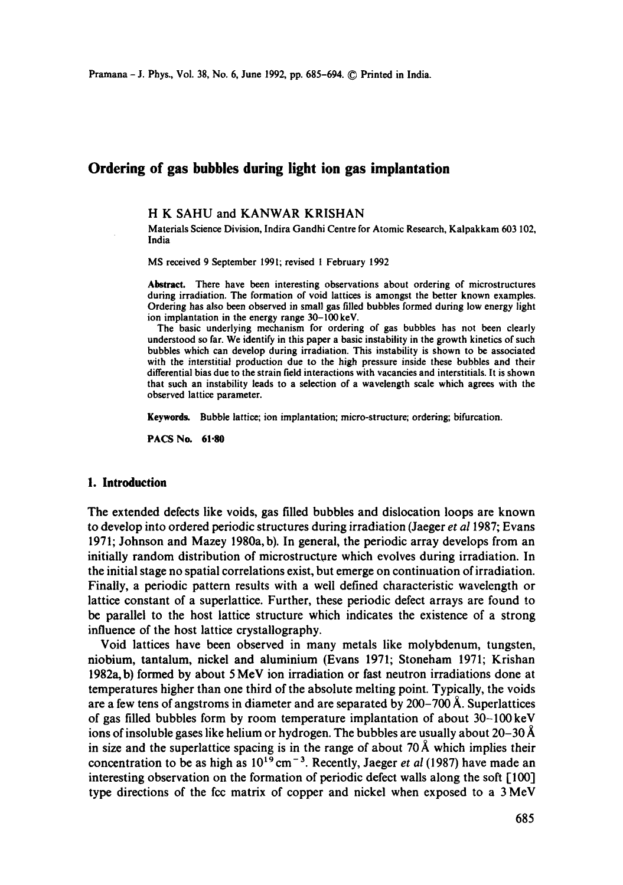# Ordering of gas bubbles during light ion gas implantation

H K SAHU and KANWAR KRISHAN

Materials Science Division, Indira Gandhi Centre for Atomic Research, Kalpakkam 603 102, India

MS received 9 September 1991; revised 1 February 1992

**Abstract.** There have been interesting observations about ordering of microstructures during irradiation. The formation of void lattices is amongst the better known examples. Ordering has also been observed in small gas filled bubbles formed during low energy light ion implantation in the energy range 30–100 keV.

The basic underlying mechanism for ordering of gas bubbles has not been clearly understood so far. We identify in this paper a basic instability in the growth kinetics of such bubbles which can develop during irradiation. This instability is shown to be associated with the interstitial production due to the high pressure inside these bubbles and their differential bias due to the strain field interactions with vacancies and interstitials. It is shown that such an instability leads to a selection of a wavelength scale which agrees with the observed lattice parameter.

**Keywords.** Bubble lattice; ion implantation; micro-structure; ordering; bifurcation.

**PACS No.** 61·80

## 1. Introduction

The extended defects like voids, gas filled bubbles and dislocation loops are known to develop into ordered periodic structures during irradiation (Jaeger *et al* 1987; Evans 1971; Johnson and Mazey 1980a, b). In general, the periodic array develops from an initially random distribution of microstructure which evolves during irradiation. In the initial stage no spatial correlations exist, but emerge on continuation of irradiation. Finally, a periodic pattern results with a well defined characteristic wavelength or lattice constant of a superlattice. Further, these periodic defect arrays are found to be parallel to the host lattice structure which indicates the existence of a strong influence of the host lattice crystallography.

Void lattices have been observed in many metals like molybdenum, tungsten, niobium, tantalum, nickel and aluminium (Evans 1971; Stoneham 1971; Krishan 1982a, b) formed by about 5 MeV ion irradiation or fast neutron irradiations done at temperatures higher than one third of the absolute melting point. Typically, the voids are a few tens of angstroms in diameter and are separated by 200–700 Å. Superlattices of gas filled bubbles form by room temperature implantation of about 30–100 keV ions of insoluble gases like helium or hydrogen. The bubbles are usually about 20–30 Å in size and the superlattice spacing is in the range of about 70 Å which implies their concentration to be as high as $10^{19}\,\mathrm{cm}^{-3}$. Recently, Jaeger *et al* (1987) have made an interesting observation on the formation of periodic defect walls along the soft [100] type directions of the fcc matrix of copper and nickel when exposed to a 3 MeV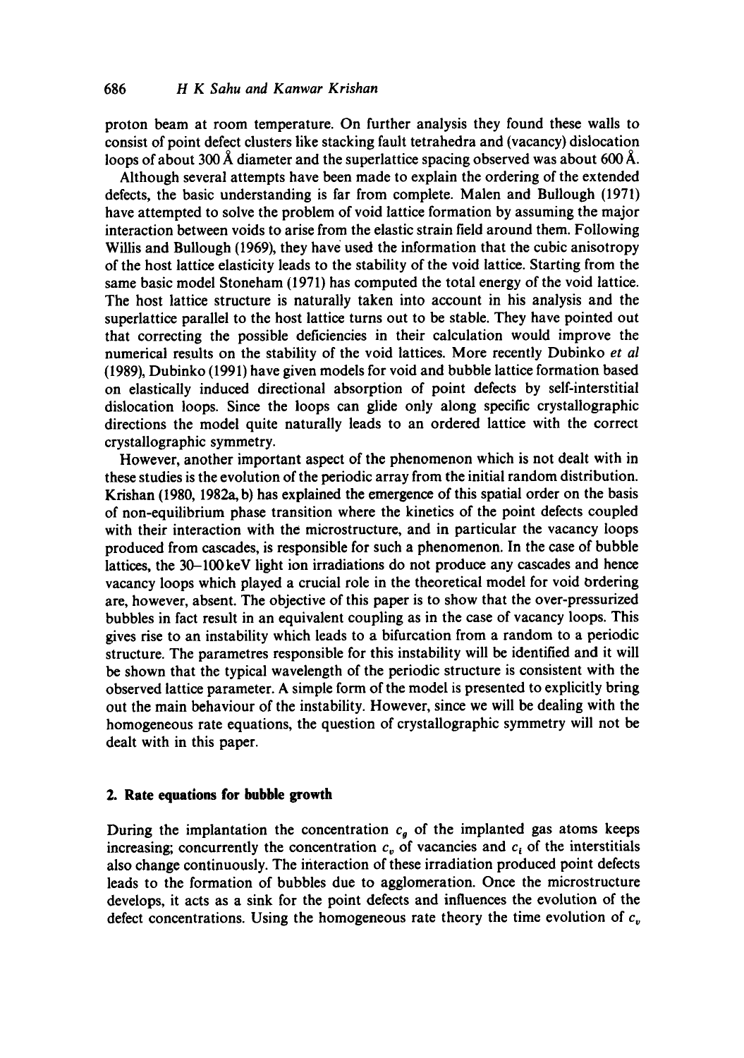proton beam at room temperature. On further analysis they found these walls to consist of point defect clusters like stacking fault tetrahedra and (vacancy) dislocation loops of about 300 Å diameter and the superlattice spacing observed was about 600 Å.

Although several attempts have been made to explain the ordering of the extended defects, the basic understanding is far from complete. Malen and Bullough (1971) have attempted to solve the problem of void lattice formation by assuming the major interaction between voids to arise from the elastic strain field around them. Following Willis and Bullough (1969), they have used the information that the cubic anisotropy of the host lattice elasticity leads to the stability of the void lattice. Starting from the same basic model Stoneham (1971) has computed the total energy of the void lattice. The host lattice structure is naturally taken into account in his analysis and the superlattice parallel to the host lattice turns out to be stable. They have pointed out that correcting the possible deficiencies in their calculation would improve the numerical results on the stability of the void lattices. More recently Dubinko *et al* (1989), Dubinko (1991) have given models for void and bubble lattice formation based on elastically induced directional absorption of point defects by self-interstitial dislocation loops. Since the loops can glide only along specific crystallographic directions the model quite naturally leads to an ordered lattice with the correct crystallographic symmetry.

However, another important aspect of the phenomenon which is not dealt with in these studies is the evolution of the periodic array from the initial random distribution. Krishan (1980, 1982a, b) has explained the emergence of this spatial order on the basis of non-equilibrium phase transition where the kinetics of the point defects coupled with their interaction with the microstructure, and in particular the vacancy loops produced from cascades, is responsible for such a phenomenon. In the case of bubble lattices, the 30–100 keV light ion irradiations do not produce any cascades and hence vacancy loops which played a crucial role in the theoretical model for void ordering are, however, absent. The objective of this paper is to show that the over-pressurized bubbles in fact result in an equivalent coupling as in the case of vacancy loops. This gives rise to an instability which leads to a bifurcation from a random to a periodic structure. The parametres responsible for this instability will be identified and it will be shown that the typical wavelength of the periodic structure is consistent with the observed lattice parameter. A simple form of the model is presented to explicitly bring out the main behaviour of the instability. However, since we will be dealing with the homogeneous rate equations, the question of crystallographic symmetry will not be dealt with in this paper.

## 2. Rate equations for bubble growth

During the implantation the concentration $c_g$ of the implanted gas atoms keeps increasing; concurrently the concentration $c_v$ of vacancies and $c_i$ of the interstitials also change continuously. The interaction of these irradiation produced point defects leads to the formation of bubbles due to agglomeration. Once the microstructure develops, it acts as a sink for the point defects and influences the evolution of the defect concentrations. Using the homogeneous rate theory the time evolution of $c_v$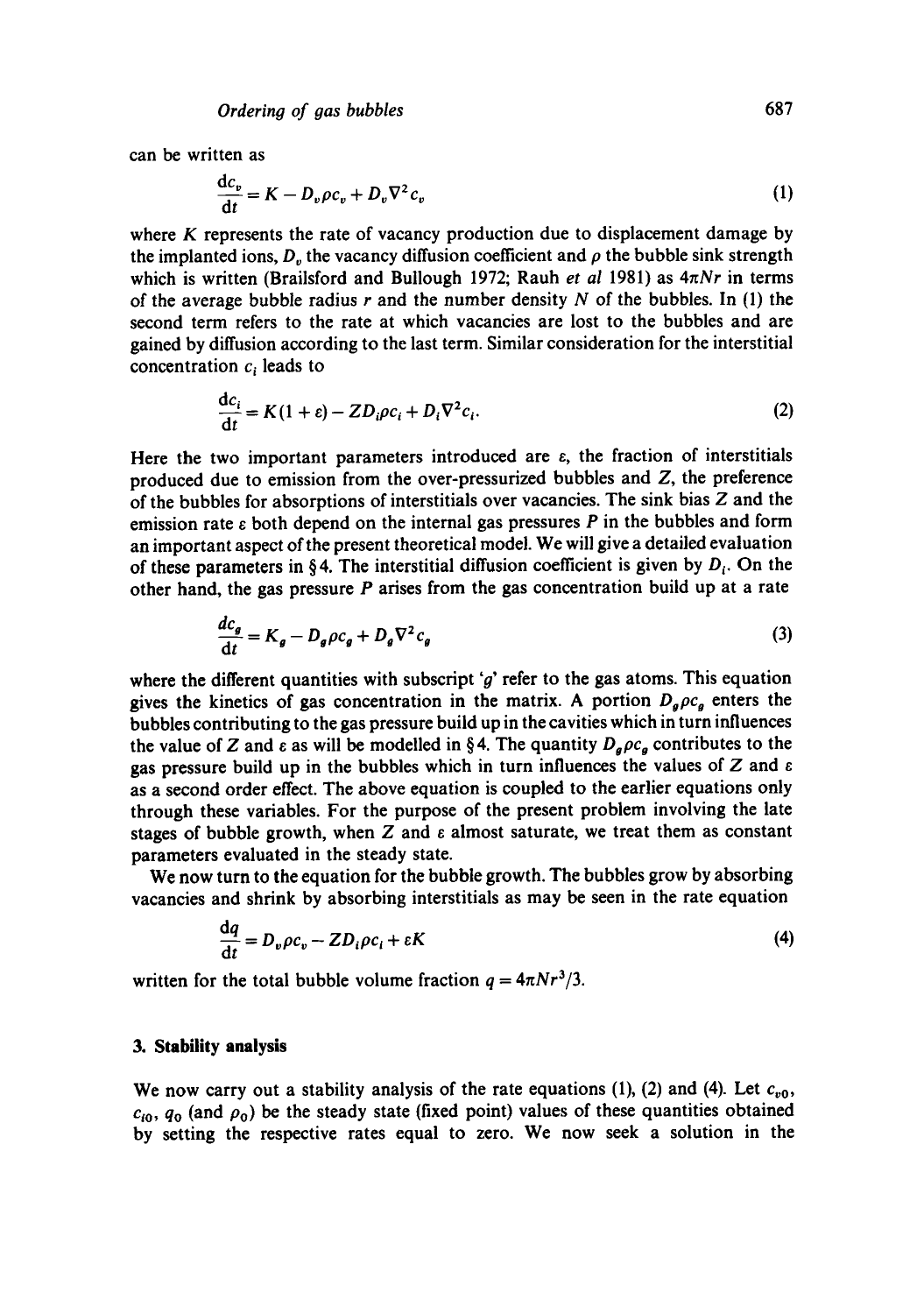can be written as

$$\frac{\mathrm{d}c_v}{\mathrm{d}t} = K - D_v \rho c_v + D_v \nabla^2 c_v \tag{1}$$

where $K$ represents the rate of vacancy production due to displacement damage by the implanted ions, $D_v$ the vacancy diffusion coefficient and $\rho$ the bubble sink strength which is written (Brailsford and Bullough 1972; Rauh *et al* 1981) as $4\pi Nr$ in terms of the average bubble radius $r$ and the number density $N$ of the bubbles. In (1) the second term refers to the rate at which vacancies are lost to the bubbles and are gained by diffusion according to the last term. Similar consideration for the interstitial concentration $c_i$ leads to

$$\frac{\mathrm{d}c_i}{\mathrm{d}t} = K(1 + \varepsilon) - ZD_i \rho c_i + D_i \nabla^2 c_i. \tag{2}$$

Here the two important parameters introduced are $\varepsilon$, the fraction of interstitials produced due to emission from the over-pressurized bubbles and $Z$, the preference of the bubbles for absorptions of interstitials over vacancies. The sink bias $Z$ and the emission rate $\varepsilon$ both depend on the internal gas pressures $P$ in the bubbles and form an important aspect of the present theoretical model. We will give a detailed evaluation of these parameters in §4. The interstitial diffusion coefficient is given by $D_i$. On the other hand, the gas pressure $P$ arises from the gas concentration build up at a rate

$$\frac{dc_g}{\mathrm{d}t} = K_g - D_g \rho c_g + D_g \nabla^2 c_g \tag{3}$$

where the different quantities with subscript '$g$' refer to the gas atoms. This equation gives the kinetics of gas concentration in the matrix. A portion $D_g \rho c_g$ enters the bubbles contributing to the gas pressure build up in the cavities which in turn influences the value of $Z$ and $\varepsilon$ as will be modelled in §4. The quantity $D_g \rho c_g$ contributes to the gas pressure build up in the bubbles which in turn influences the values of $Z$ and $\varepsilon$ as a second order effect. The above equation is coupled to the earlier equations only through these variables. For the purpose of the present problem involving the late stages of bubble growth, when $Z$ and $\varepsilon$ almost saturate, we treat them as constant parameters evaluated in the steady state.

We now turn to the equation for the bubble growth. The bubbles grow by absorbing vacancies and shrink by absorbing interstitials as may be seen in the rate equation

$$\frac{\mathrm{d}q}{\mathrm{d}t} = D_v \rho c_v - ZD_i \rho c_i + \varepsilon K \tag{4}$$

written for the total bubble volume fraction $q = 4\pi N r^3/3$.

### 3. Stability analysis

We now carry out a stability analysis of the rate equations (1), (2) and (4). Let $c_{v0}$, $c_{i0}$, $q_0$ (and $\rho_0$) be the steady state (fixed point) values of these quantities obtained by setting the respective rates equal to zero. We now seek a solution in the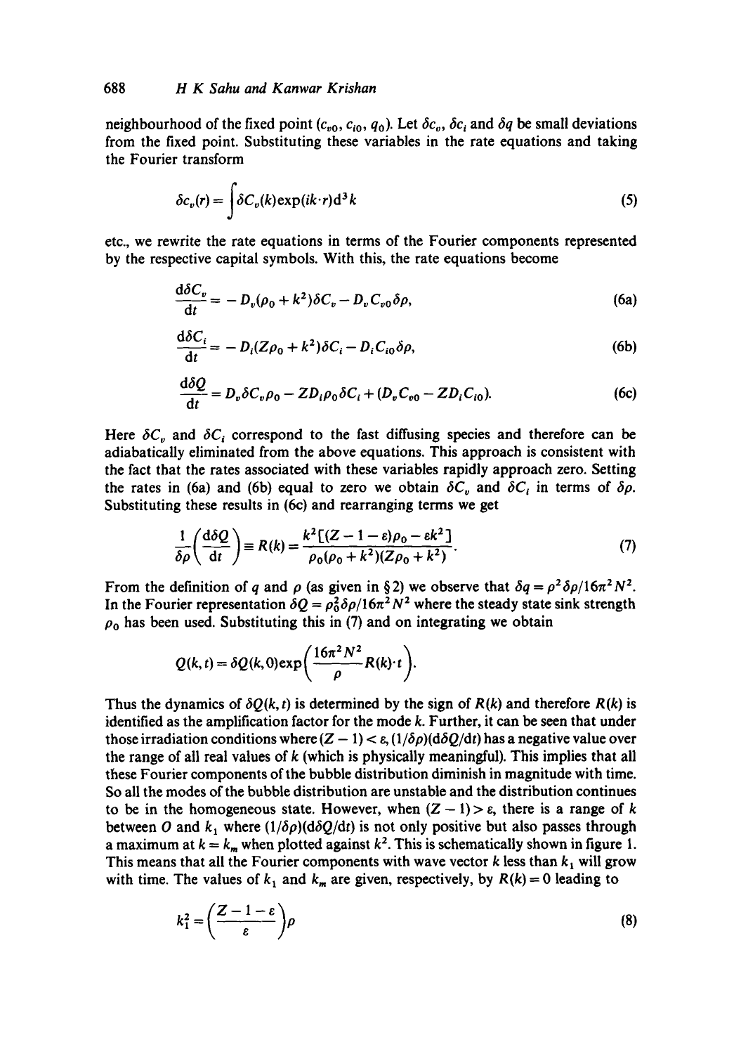neighbourhood of the fixed point $(c_{v0}, c_{i0}, q_0)$. Let $\delta c_v$, $\delta c_i$ and $\delta q$ be small deviations from the fixed point. Substituting these variables in the rate equations and taking the Fourier transform

$$\delta c_v(r) = \int \delta C_v(k) \exp(ik \cdot r) \mathrm{d}^3 k \tag{5}$$

etc., we rewrite the rate equations in terms of the Fourier components represented by the respective capital symbols. With this, the rate equations become

$$\frac{\mathrm{d}\delta C_v}{\mathrm{d}t} = -D_v(\rho_0 + k^2)\delta C_v - D_v C_{v0} \delta\rho, \tag{6a}$$

$$\frac{\mathrm{d}\delta C_i}{\mathrm{d}t} = -D_i(Z\rho_0 + k^2)\delta C_i - D_i C_{i0} \delta\rho, \tag{6b}$$

$$\frac{\mathrm{d}\delta Q}{\mathrm{d}t} = D_v \delta C_v \rho_0 - Z D_i \rho_0 \delta C_i + (D_v C_{v0} - Z D_i C_{i0}). \tag{6c}$$

Here $\delta C_v$ and $\delta C_i$ correspond to the fast diffusing species and therefore can be adiabatically eliminated from the above equations. This approach is consistent with the fact that the rates associated with these variables rapidly approach zero. Setting the rates in (6a) and (6b) equal to zero we obtain $\delta C_v$ and $\delta C_i$ in terms of $\delta\rho$. Substituting these results in (6c) and rearranging terms we get

$$\frac{1}{\delta\rho}\left(\frac{\mathrm{d}\delta Q}{\mathrm{d}t}\right) \equiv R(k) = \frac{k^2[(Z-1-\varepsilon)\rho_0 - \varepsilon k^2]}{\rho_0(\rho_0 + k^2)(Z\rho_0 + k^2)}. \tag{7}$$

From the definition of $q$ and $\rho$ (as given in § 2) we observe that $\delta q = \rho^2 \delta\rho / 16\pi^2 N^2$. In the Fourier representation $\delta Q = \rho_0^2 \delta\rho / 16\pi^2 N^2$ where the steady state sink strength $\rho_0$ has been used. Substituting this in (7) and on integrating we obtain

$$Q(k,t) = \delta Q(k,0) \exp\left(\frac{16\pi^2 N^2}{\rho} R(k) \cdot t\right).$$

Thus the dynamics of $\delta Q(k,t)$ is determined by the sign of $R(k)$ and therefore $R(k)$ is identified as the amplification factor for the mode $k$. Further, it can be seen that under those irradiation conditions where $(Z-1) < \varepsilon$, $(1/\delta\rho)(\mathrm{d}\delta Q/\mathrm{d}t)$ has a negative value over the range of all real values of $k$ (which is physically meaningful). This implies that all these Fourier components of the bubble distribution diminish in magnitude with time. So all the modes of the bubble distribution are unstable and the distribution continues to be in the homogeneous state. However, when $(Z-1) > \varepsilon$, there is a range of $k$ between $O$ and $k_1$ where $(1/\delta\rho)(\mathrm{d}\delta Q/\mathrm{d}t)$ is not only positive but also passes through a maximum at $k = k_m$ when plotted against $k^2$. This is schematically shown in figure 1. This means that all the Fourier components with wave vector $k$ less than $k_1$ will grow with time. The values of $k_1$ and $k_m$ are given, respectively, by $R(k) = 0$ leading to

$$k_1^2 = \left(\frac{Z-1-\varepsilon}{\varepsilon}\right)\rho \tag{8}$$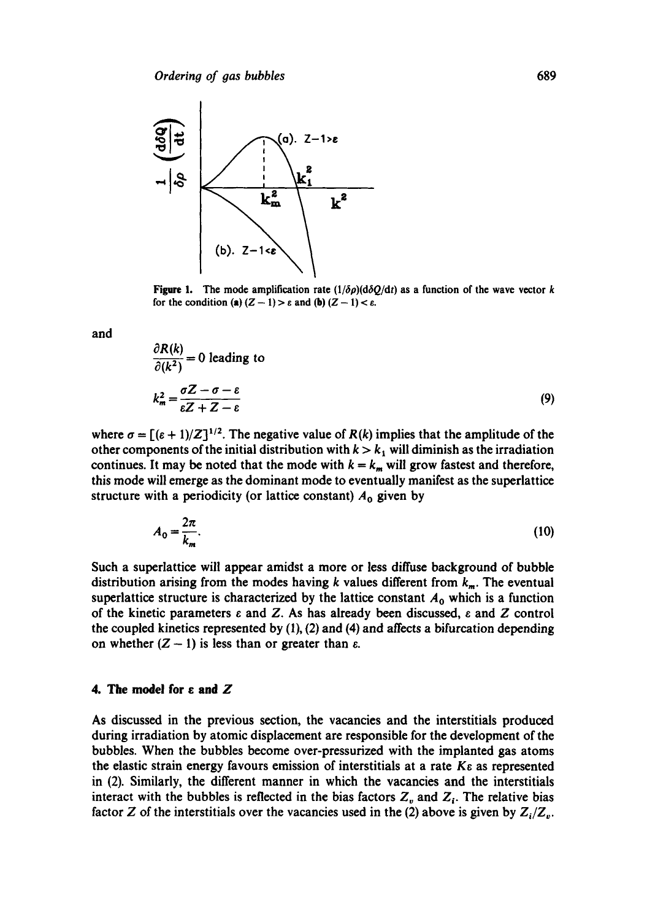**Figure 1.** The mode amplification rate $(1/\delta\rho)(\mathrm{d}\delta Q/\mathrm{d}t)$ as a function of the wave vector $k$ for the condition **(a)** $(Z-1) > \varepsilon$ and **(b)** $(Z-1) < \varepsilon$.

and

$$\frac{\partial R(k)}{\partial (k^2)} = 0 \text{ leading to}$$

$$k_m^2 = \frac{\sigma Z - \sigma - \varepsilon}{\varepsilon Z + Z - \varepsilon} \tag{9}$$

where $\sigma = [(\varepsilon + 1)/Z]^{1/2}$. The negative value of $R(k)$ implies that the amplitude of the other components of the initial distribution with $k > k_1$ will diminish as the irradiation continues. It may be noted that the mode with $k = k_m$ will grow fastest and therefore, this mode will emerge as the dominant mode to eventually manifest as the superlattice structure with a periodicity (or lattice constant) $A_0$ given by

$$A_0 = \frac{2\pi}{k_m}. \tag{10}$$

Such a superlattice will appear amidst a more or less diffuse background of bubble distribution arising from the modes having $k$ values different from $k_m$. The eventual superlattice structure is characterized by the lattice constant $A_0$ which is a function of the kinetic parameters $\varepsilon$ and $Z$. As has already been discussed, $\varepsilon$ and $Z$ control the coupled kinetics represented by (1), (2) and (4) and affects a bifurcation depending on whether $(Z-1)$ is less than or greater than $\varepsilon$.

## 4. The model for $\varepsilon$ and $Z$

As discussed in the previous section, the vacancies and the interstitials produced during irradiation by atomic displacement are responsible for the development of the bubbles. When the bubbles become over-pressurized with the implanted gas atoms the elastic strain energy favours emission of interstitials at a rate $K\varepsilon$ as represented in (2). Similarly, the different manner in which the vacancies and the interstitials interact with the bubbles is reflected in the bias factors $Z_v$ and $Z_i$. The relative bias factor $Z$ of the interstitials over the vacancies used in the (2) above is given by $Z_i/Z_v$.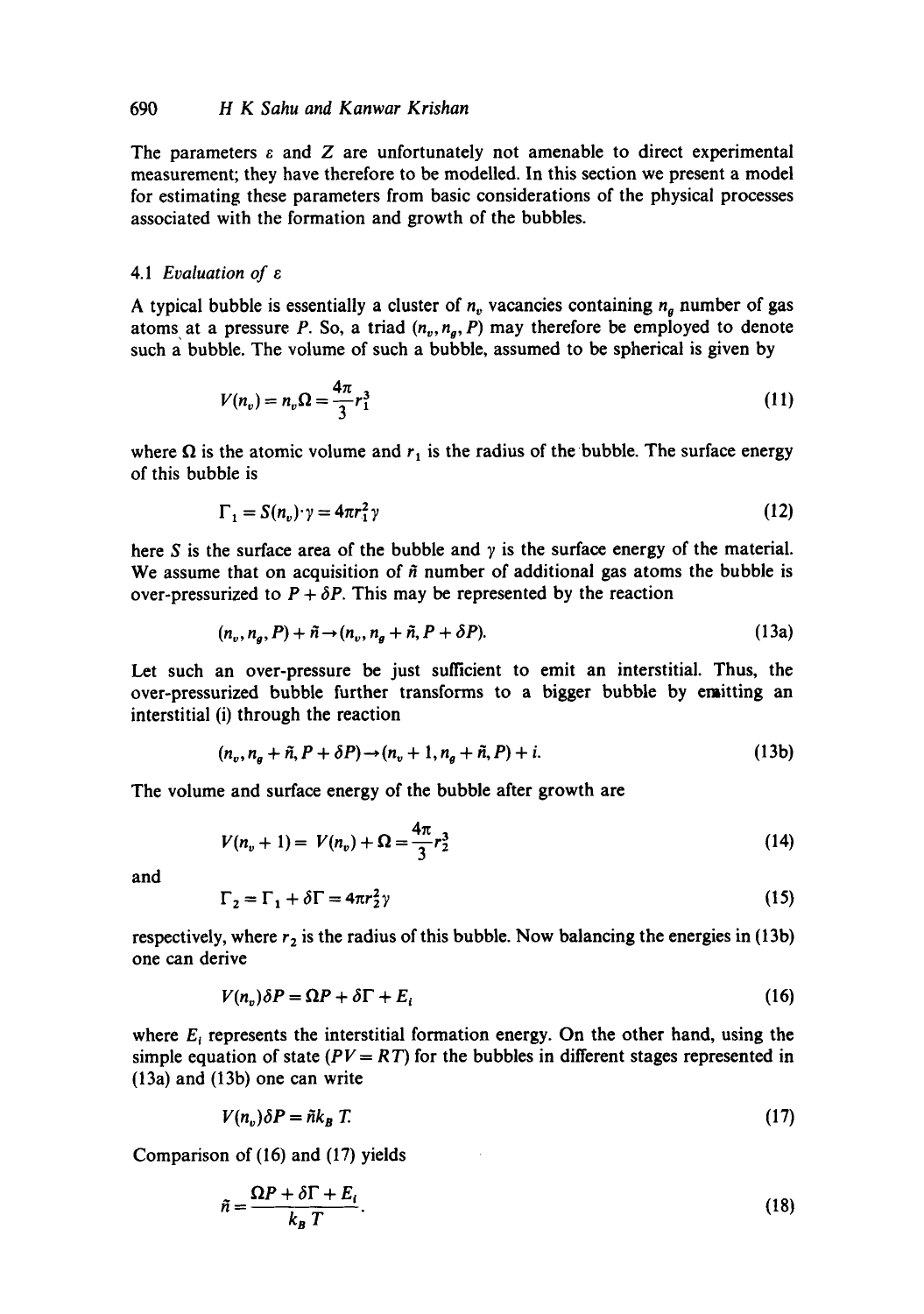The parameters $\varepsilon$ and $Z$ are unfortunately not amenable to direct experimental measurement; they have therefore to be modelled. In this section we present a model for estimating these parameters from basic considerations of the physical processes associated with the formation and growth of the bubbles.

### 4.1 *Evaluation of* $\varepsilon$

A typical bubble is essentially a cluster of $n_v$ vacancies containing $n_g$ number of gas atoms at a pressure $P$. So, a triad $(n_v, n_g, P)$ may therefore be employed to denote such a bubble. The volume of such a bubble, assumed to be spherical is given by

$$V(n_v) = n_v \Omega = \frac{4\pi}{3} r_1^3 \tag{11}$$

where $\Omega$ is the atomic volume and $r_1$ is the radius of the bubble. The surface energy of this bubble is

$$\Gamma_1 = S(n_v) \cdot \gamma = 4\pi r_1^2 \gamma \tag{12}$$

here $S$ is the surface area of the bubble and $\gamma$ is the surface energy of the material. We assume that on acquisition of $\tilde{n}$ number of additional gas atoms the bubble is over-pressurized to $P + \delta P$. This may be represented by the reaction

$$(n_v, n_g, P) + \tilde{n} \rightarrow (n_v, n_g + \tilde{n}, P + \delta P). \tag{13a}$$

Let such an over-pressure be just sufficient to emit an interstitial. Thus, the over-pressurized bubble further transforms to a bigger bubble by emitting an interstitial (i) through the reaction

$$(n_v, n_g + \tilde{n}, P + \delta P) \rightarrow (n_v + 1, n_g + \tilde{n}, P) + i. \tag{13b}$$

The volume and surface energy of the bubble after growth are

$$V(n_v + 1) = V(n_v) + \Omega = \frac{4\pi}{3} r_2^3 \tag{14}$$

and

$$\Gamma_2 = \Gamma_1 + \delta\Gamma = 4\pi r_2^2 \gamma \tag{15}$$

respectively, where $r_2$ is the radius of this bubble. Now balancing the energies in (13b) one can derive

$$V(n_v)\delta P = \Omega P + \delta\Gamma + E_i \tag{16}$$

where $E_i$ represents the interstitial formation energy. On the other hand, using the simple equation of state ($PV = RT$) for the bubbles in different stages represented in (13a) and (13b) one can write

$$V(n_v)\delta P = \tilde{n} k_B T. \tag{17}$$

Comparison of (16) and (17) yields

$$\tilde{n} = \frac{\Omega P + \delta\Gamma + E_i}{k_B T}. \tag{18}$$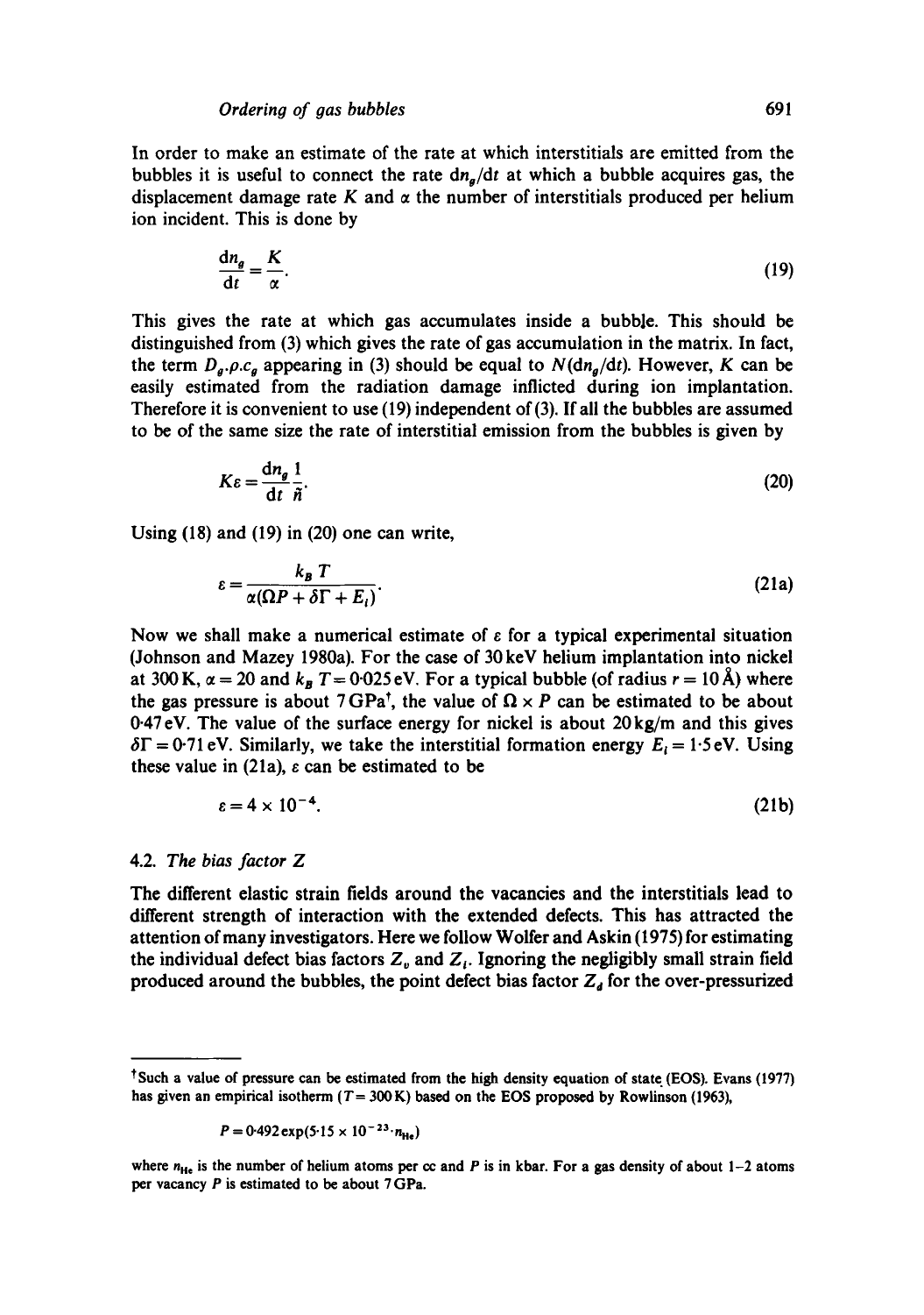In order to make an estimate of the rate at which interstitials are emitted from the bubbles it is useful to connect the rate $dn_g/dt$ at which a bubble acquires gas, the displacement damage rate $K$ and $\alpha$ the number of interstitials produced per helium ion incident. This is done by

$$\frac{dn_g}{dt} = \frac{K}{\alpha}. \tag{19}$$

This gives the rate at which gas accumulates inside a bubble. This should be distinguished from (3) which gives the rate of gas accumulation in the matrix. In fact, the term $D_g.\rho.c_g$ appearing in (3) should be equal to $N(dn_g/dt)$. However, $K$ can be easily estimated from the radiation damage inflicted during ion implantation. Therefore it is convenient to use (19) independent of (3). If all the bubbles are assumed to be of the same size the rate of interstitial emission from the bubbles is given by

$$K\varepsilon = \frac{dn_g}{dt}\frac{1}{\bar{n}}. \tag{20}$$

Using (18) and (19) in (20) one can write,

$$\varepsilon = \frac{k_B T}{\alpha(\Omega P + \delta\Gamma + E_i)}. \tag{21a}$$

Now we shall make a numerical estimate of $\varepsilon$ for a typical experimental situation (Johnson and Mazey 1980a). For the case of 30 keV helium implantation into nickel at 300 K, $\alpha = 20$ and $k_B T = 0.025$ eV. For a typical bubble (of radius $r = 10$ Å) where the gas pressure is about 7 GPa†, the value of $\Omega \times P$ can be estimated to be about 0.47 eV. The value of the surface energy for nickel is about 20 kg/m and this gives $\delta\Gamma = 0.71$ eV. Similarly, we take the interstitial formation energy $E_i = 1.5$ eV. Using these value in (21a), $\varepsilon$ can be estimated to be

$$\varepsilon = 4 \times 10^{-4}. \tag{21b}$$

### 4.2. *The bias factor Z*

The different elastic strain fields around the vacancies and the interstitials lead to different strength of interaction with the extended defects. This has attracted the attention of many investigators. Here we follow Wolfer and Askin (1975) for estimating the individual defect bias factors $Z_v$ and $Z_i$. Ignoring the negligibly small strain field produced around the bubbles, the point defect bias factor $Z_d$ for the over-pressurized

---

†Such a value of pressure can be estimated from the high density equation of state (EOS). Evans (1977) has given an empirical isotherm ($T = 300$ K) based on the EOS proposed by Rowlinson (1963),

$$P = 0.492\exp(5.15 \times 10^{-23}.n_{He})$$

where $n_{He}$ is the number of helium atoms per cc and $P$ is in kbar. For a gas density of about 1–2 atoms per vacancy $P$ is estimated to be about 7 GPa.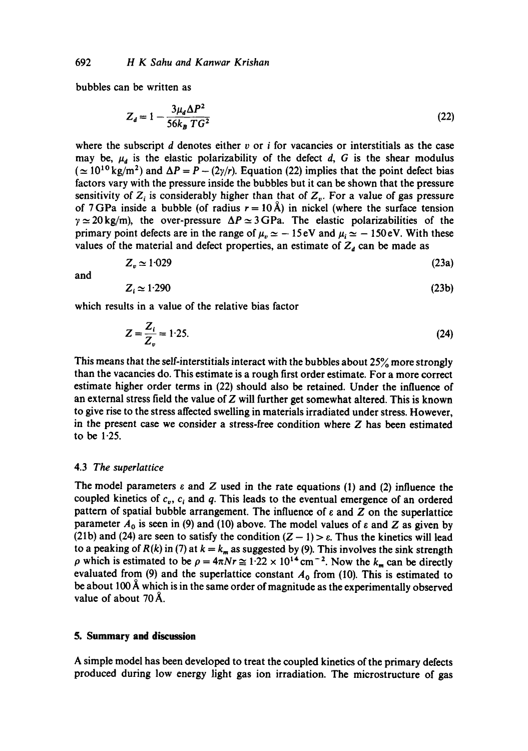bubbles can be written as

$$Z_d = 1 - \frac{3\mu_d \Delta P^2}{56 k_B T G^2} \tag{22}$$

where the subscript $d$ denotes either $v$ or $i$ for vacancies or interstitials as the case may be, $\mu_d$ is the elastic polarizability of the defect $d$, $G$ is the shear modulus ($\simeq 10^{10}\,\mathrm{kg/m^2}$) and $\Delta P = P - (2\gamma/r)$. Equation (22) implies that the point defect bias factors vary with the pressure inside the bubbles but it can be shown that the pressure sensitivity of $Z_i$ is considerably higher than that of $Z_v$. For a value of gas pressure of 7 GPa inside a bubble (of radius $r = 10\,\text{Å}$) in nickel (where the surface tension $\gamma \simeq 20\,\mathrm{kg/m}$), the over-pressure $\Delta P \simeq 3\,\mathrm{GPa}$. The elastic polarizabilities of the primary point defects are in the range of $\mu_v \simeq -15\,\mathrm{eV}$ and $\mu_i \simeq -150\,\mathrm{eV}$. With these values of the material and defect properties, an estimate of $Z_d$ can be made as

$$Z_v \simeq 1{\cdot}029 \tag{23a}$$

and

$$Z_i \simeq 1{\cdot}290 \tag{23b}$$

which results in a value of the relative bias factor

$$Z = \frac{Z_i}{Z_v} = 1{\cdot}25. \tag{24}$$

This means that the self-interstitials interact with the bubbles about 25% more strongly than the vacancies do. This estimate is a rough first order estimate. For a more correct estimate higher order terms in (22) should also be retained. Under the influence of an external stress field the value of $Z$ will further get somewhat altered. This is known to give rise to the stress affected swelling in materials irradiated under stress. However, in the present case we consider a stress-free condition where $Z$ has been estimated to be 1·25.

### 4.3 *The superlattice*

The model parameters $\varepsilon$ and $Z$ used in the rate equations (1) and (2) influence the coupled kinetics of $c_v$, $c_i$ and $q$. This leads to the eventual emergence of an ordered pattern of spatial bubble arrangement. The influence of $\varepsilon$ and $Z$ on the superlattice parameter $A_0$ is seen in (9) and (10) above. The model values of $\varepsilon$ and $Z$ as given by (21b) and (24) are seen to satisfy the condition $(Z - 1) > \varepsilon$. Thus the kinetics will lead to a peaking of $R(k)$ in (7) at $k = k_m$ as suggested by (9). This involves the sink strength $\rho$ which is estimated to be $\rho = 4\pi N r \cong 1{\cdot}22 \times 10^{14}\,\mathrm{cm^{-2}}$. Now the $k_m$ can be directly evaluated from (9) and the superlattice constant $A_0$ from (10). This is estimated to be about 100 Å which is in the same order of magnitude as the experimentally observed value of about 70 Å.

## 5. Summary and discussion

A simple model has been developed to treat the coupled kinetics of the primary defects produced during low energy light gas ion irradiation. The microstructure of gas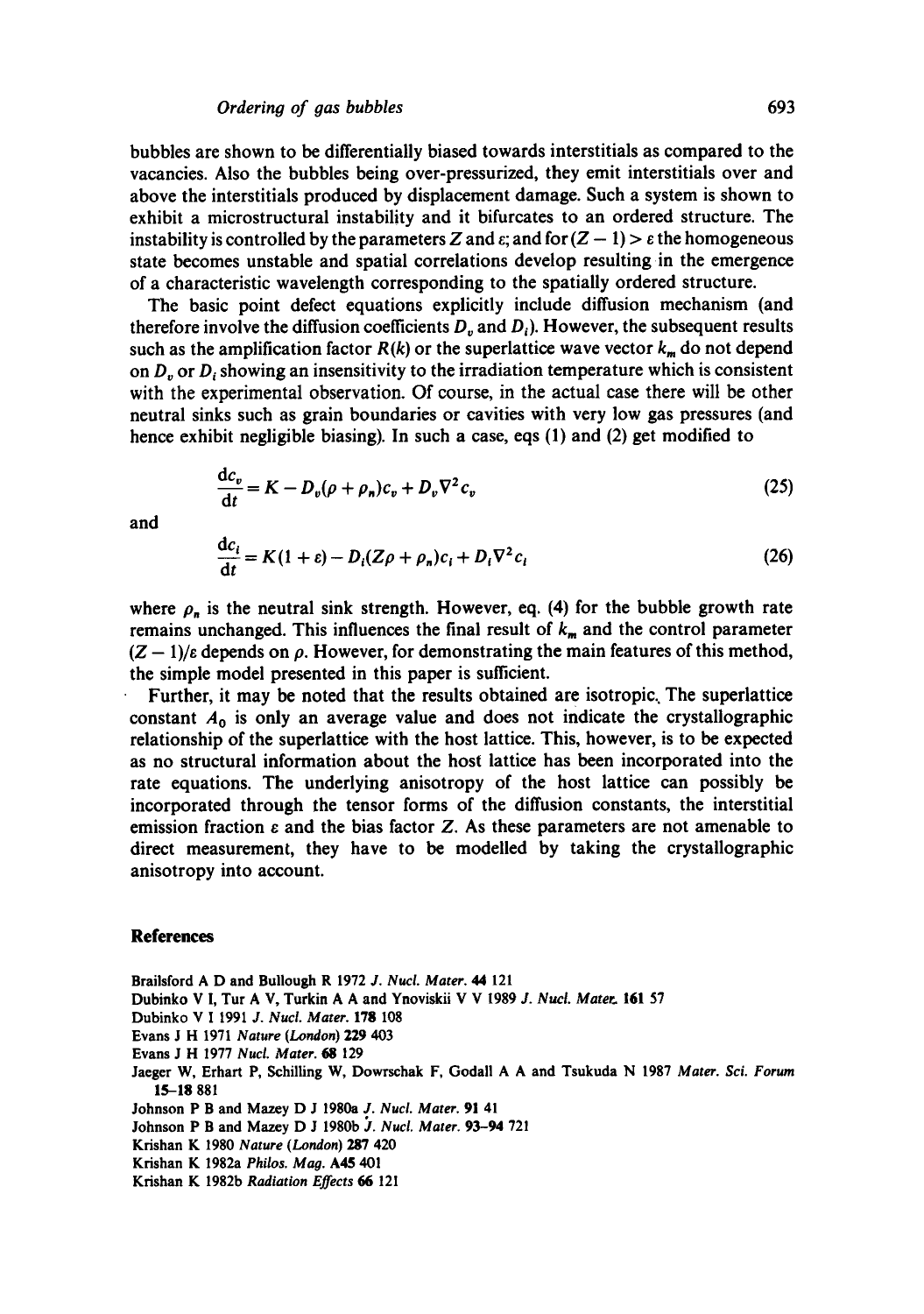bubbles are shown to be differentially biased towards interstitials as compared to the vacancies. Also the bubbles being over-pressurized, they emit interstitials over and above the interstitials produced by displacement damage. Such a system is shown to exhibit a microstructural instability and it bifurcates to an ordered structure. The instability is controlled by the parameters $Z$ and $\varepsilon$; and for $(Z-1) > \varepsilon$ the homogeneous state becomes unstable and spatial correlations develop resulting in the emergence of a characteristic wavelength corresponding to the spatially ordered structure.

The basic point defect equations explicitly include diffusion mechanism (and therefore involve the diffusion coefficients $D_v$ and $D_i$). However, the subsequent results such as the amplification factor $R(k)$ or the superlattice wave vector $k_m$ do not depend on $D_v$ or $D_i$ showing an insensitivity to the irradiation temperature which is consistent with the experimental observation. Of course, in the actual case there will be other neutral sinks such as grain boundaries or cavities with very low gas pressures (and hence exhibit negligible biasing). In such a case, eqs (1) and (2) get modified to

$$\frac{\mathrm{d}c_v}{\mathrm{d}t} = K - D_v(\rho + \rho_n)c_v + D_v\nabla^2 c_v \tag{25}$$

and

$$\frac{\mathrm{d}c_i}{\mathrm{d}t} = K(1+\varepsilon) - D_i(Z\rho + \rho_n)c_i + D_i\nabla^2 c_i \tag{26}$$

where $\rho_n$ is the neutral sink strength. However, eq. (4) for the bubble growth rate remains unchanged. This influences the final result of $k_m$ and the control parameter $(Z-1)/\varepsilon$ depends on $\rho$. However, for demonstrating the main features of this method, the simple model presented in this paper is sufficient.

Further, it may be noted that the results obtained are isotropic. The superlattice constant $A_0$ is only an average value and does not indicate the crystallographic relationship of the superlattice with the host lattice. This, however, is to be expected as no structural information about the host lattice has been incorporated into the rate equations. The underlying anisotropy of the host lattice can possibly be incorporated through the tensor forms of the diffusion constants, the interstitial emission fraction $\varepsilon$ and the bias factor $Z$. As these parameters are not amenable to direct measurement, they have to be modelled by taking the crystallographic anisotropy into account.

## References

Brailsford A D and Bullough R 1972 *J. Nucl. Mater.* **44** 121

Dubinko V I, Tur A V, Turkin A A and Ynoviskii V V 1989 *J. Nucl. Mater.* **161** 57

Dubinko V I 1991 *J. Nucl. Mater.* **178** 108

Evans J H 1971 *Nature (London)* **229** 403

Evans J H 1977 *Nucl. Mater.* **68** 129

Jaeger W, Erhart P, Schilling W, Dowrschak F, Godall A A and Tsukuda N 1987 *Mater. Sci. Forum* **15–18** 881

Johnson P B and Mazey D J 1980a *J. Nucl. Mater.* **91** 41

Johnson P B and Mazey D J 1980b *J. Nucl. Mater.* **93–94** 721

Krishan K 1980 *Nature (London)* **287** 420

Krishan K 1982a *Philos. Mag.* **A45** 401

Krishan K 1982b *Radiation Effects* **66** 121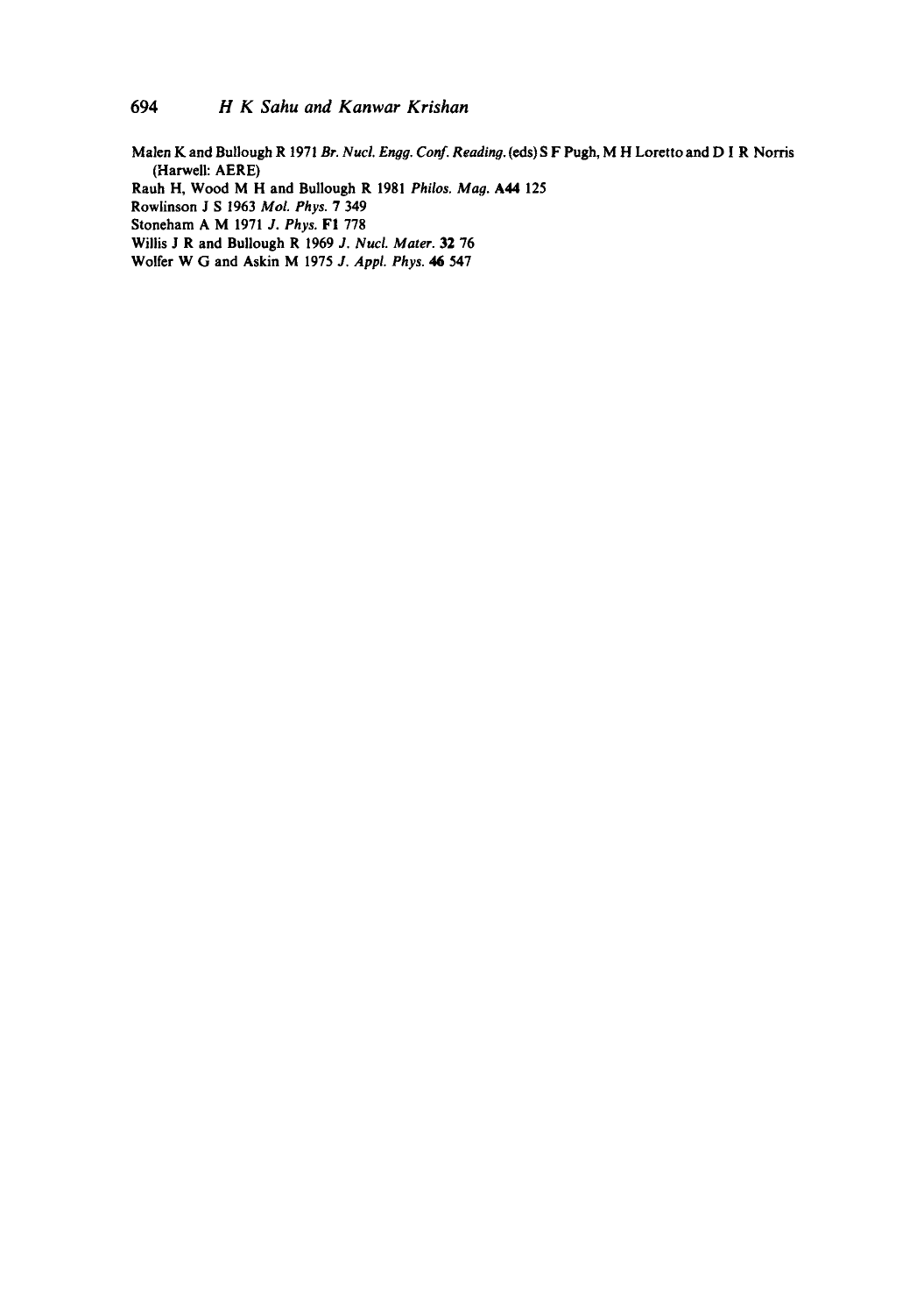Malen K and Bullough R 1971 *Br. Nucl. Engg. Conf. Reading.* (eds) S F Pugh, M H Loretto and D I R Norris (Harwell: AERE)

Rauh H, Wood M H and Bullough R 1981 *Philos. Mag.* **A44** 125

Rowlinson J S 1963 *Mol. Phys.* **7** 349

Stoneham A M 1971 *J. Phys.* **F1** 778

Willis J R and Bullough R 1969 *J. Nucl. Mater.* **32** 76

Wolfer W G and Askin M 1975 *J. Appl. Phys.* **46** 547